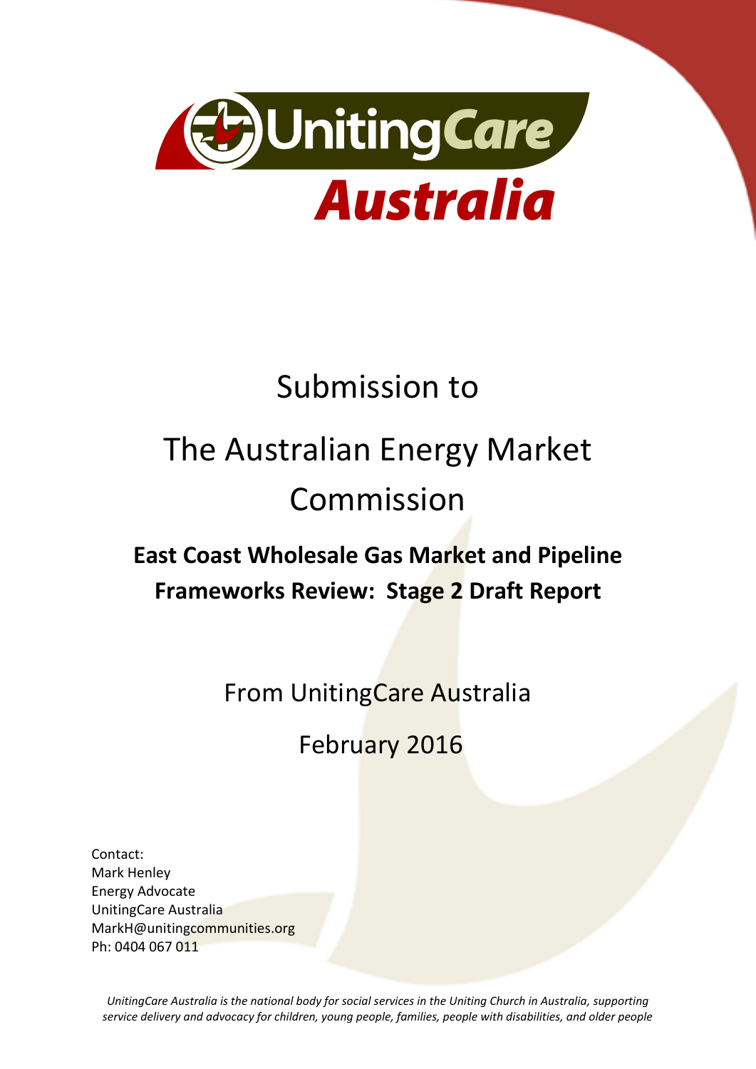UnitingCare Australia

# Submission to

# The Australian Energy Market Commission

## East Coast Wholesale Gas Market and Pipeline Frameworks Review: Stage 2 Draft Report

From UnitingCare Australia

February 2016

Contact:
Mark Henley
Energy Advocate
UnitingCare Australia
MarkH@unitingcommunities.org
Ph: 0404 067 011

*UnitingCare Australia is the national body for social services in the Uniting Church in Australia, supporting service delivery and advocacy for children, young people, families, people with disabilities, and older people*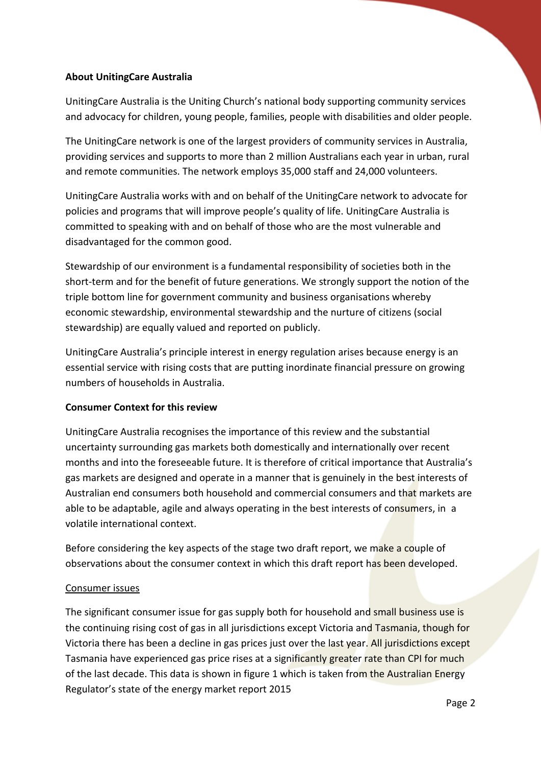**About UnitingCare Australia**

UnitingCare Australia is the Uniting Church's national body supporting community services and advocacy for children, young people, families, people with disabilities and older people.

The UnitingCare network is one of the largest providers of community services in Australia, providing services and supports to more than 2 million Australians each year in urban, rural and remote communities. The network employs 35,000 staff and 24,000 volunteers.

UnitingCare Australia works with and on behalf of the UnitingCare network to advocate for policies and programs that will improve people's quality of life. UnitingCare Australia is committed to speaking with and on behalf of those who are the most vulnerable and disadvantaged for the common good.

Stewardship of our environment is a fundamental responsibility of societies both in the short-term and for the benefit of future generations. We strongly support the notion of the triple bottom line for government community and business organisations whereby economic stewardship, environmental stewardship and the nurture of citizens (social stewardship) are equally valued and reported on publicly.

UnitingCare Australia's principle interest in energy regulation arises because energy is an essential service with rising costs that are putting inordinate financial pressure on growing numbers of households in Australia.

**Consumer Context for this review**

UnitingCare Australia recognises the importance of this review and the substantial uncertainty surrounding gas markets both domestically and internationally over recent months and into the foreseeable future. It is therefore of critical importance that Australia's gas markets are designed and operate in a manner that is genuinely in the best interests of Australian end consumers both household and commercial consumers and that markets are able to be adaptable, agile and always operating in the best interests of consumers, in a volatile international context.

Before considering the key aspects of the stage two draft report, we make a couple of observations about the consumer context in which this draft report has been developed.

<u>Consumer issues</u>

The significant consumer issue for gas supply both for household and small business use is the continuing rising cost of gas in all jurisdictions except Victoria and Tasmania, though for Victoria there has been a decline in gas prices just over the last year. All jurisdictions except Tasmania have experienced gas price rises at a significantly greater rate than CPI for much of the last decade. This data is shown in figure 1 which is taken from the Australian Energy Regulator's state of the energy market report 2015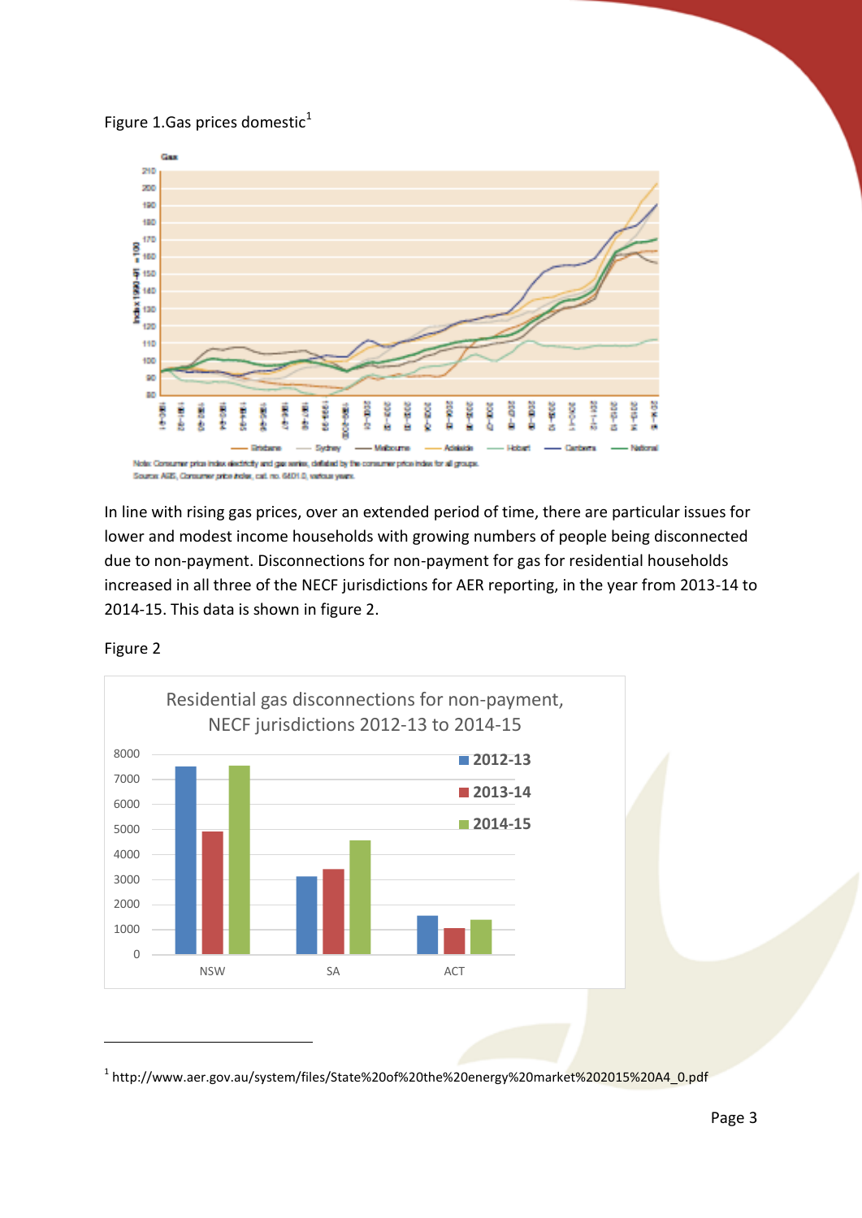Figure 1.Gas prices domestic[1]

In line with rising gas prices, over an extended period of time, there are particular issues for lower and modest income households with growing numbers of people being disconnected due to non-payment. Disconnections for non-payment for gas for residential households increased in all three of the NECF jurisdictions for AER reporting, in the year from 2013-14 to 2014-15. This data is shown in figure 2.

Figure 2

---

[1] http://www.aer.gov.au/system/files/State%20of%20the%20energy%20market%202015%20A4_0.pdf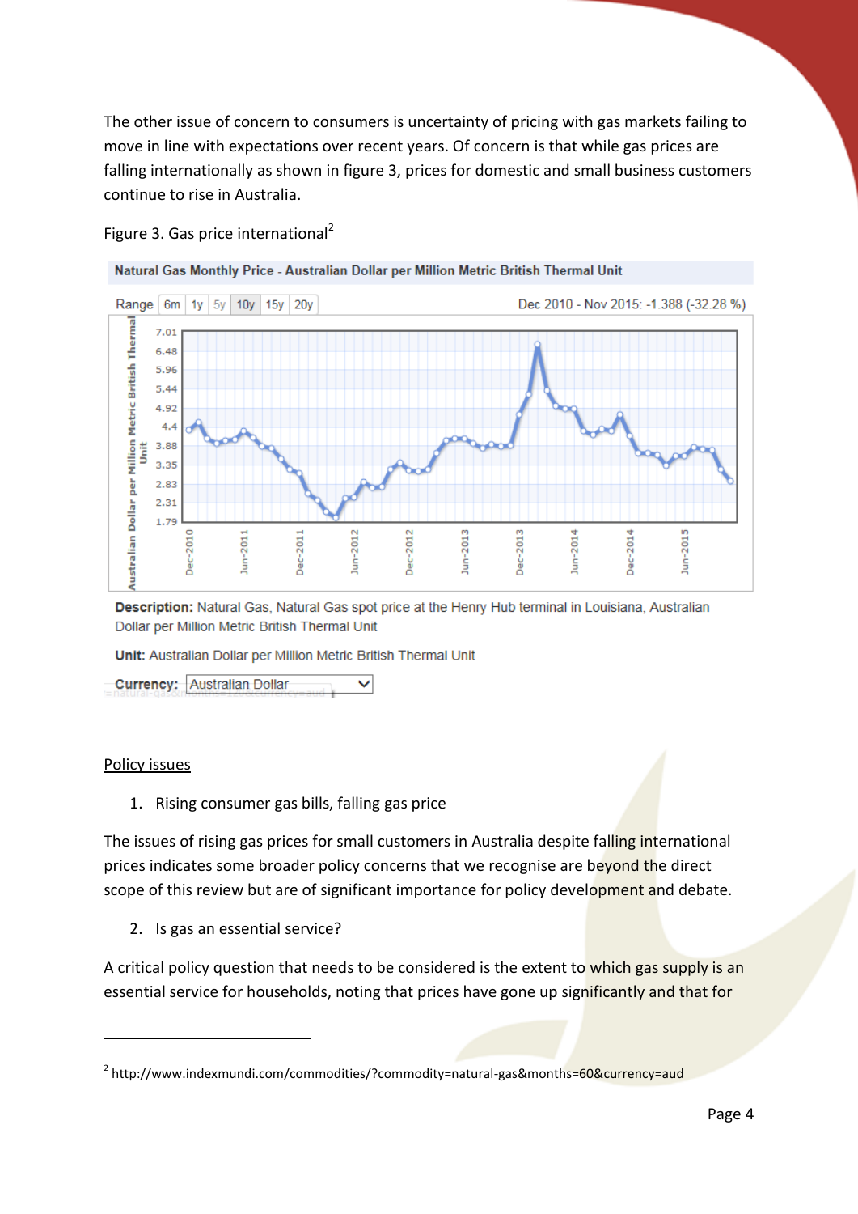The other issue of concern to consumers is uncertainty of pricing with gas markets failing to move in line with expectations over recent years. Of concern is that while gas prices are falling internationally as shown in figure 3, prices for domestic and small business customers continue to rise in Australia.

Figure 3. Gas price international[2]

**Natural Gas Monthly Price - Australian Dollar per Million Metric British Thermal Unit**

Range 6m 1y 5y 10y 15y 20y Dec 2010 - Nov 2015: -1.388 (-32.28 %)

**Description:** Natural Gas, Natural Gas spot price at the Henry Hub terminal in Louisiana, Australian Dollar per Million Metric British Thermal Unit

**Unit:** Australian Dollar per Million Metric British Thermal Unit

**Currency:** Australian Dollar

<u>Policy issues</u>

1. Rising consumer gas bills, falling gas price

The issues of rising gas prices for small customers in Australia despite falling international prices indicates some broader policy concerns that we recognise are beyond the direct scope of this review but are of significant importance for policy development and debate.

2. Is gas an essential service?

A critical policy question that needs to be considered is the extent to which gas supply is an essential service for households, noting that prices have gone up significantly and that for

[2] http://www.indexmundi.com/commodities/?commodity=natural-gas&months=60&currency=aud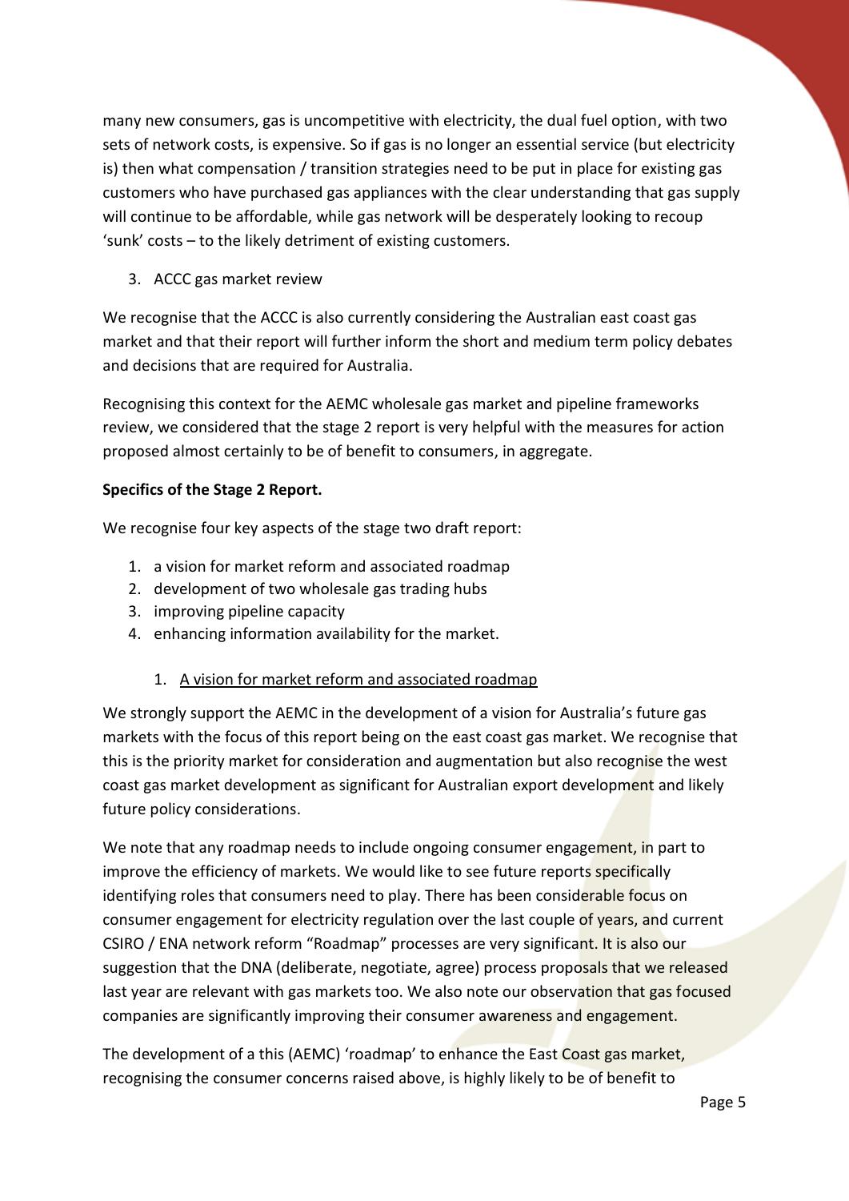many new consumers, gas is uncompetitive with electricity, the dual fuel option, with two sets of network costs, is expensive. So if gas is no longer an essential service (but electricity is) then what compensation / transition strategies need to be put in place for existing gas customers who have purchased gas appliances with the clear understanding that gas supply will continue to be affordable, while gas network will be desperately looking to recoup 'sunk' costs – to the likely detriment of existing customers.

3. ACCC gas market review

We recognise that the ACCC is also currently considering the Australian east coast gas market and that their report will further inform the short and medium term policy debates and decisions that are required for Australia.

Recognising this context for the AEMC wholesale gas market and pipeline frameworks review, we considered that the stage 2 report is very helpful with the measures for action proposed almost certainly to be of benefit to consumers, in aggregate.

**Specifics of the Stage 2 Report.**

We recognise four key aspects of the stage two draft report:

1. a vision for market reform and associated roadmap
2. development of two wholesale gas trading hubs
3. improving pipeline capacity
4. enhancing information availability for the market.

1. <u>A vision for market reform and associated roadmap</u>

We strongly support the AEMC in the development of a vision for Australia's future gas markets with the focus of this report being on the east coast gas market. We recognise that this is the priority market for consideration and augmentation but also recognise the west coast gas market development as significant for Australian export development and likely future policy considerations.

We note that any roadmap needs to include ongoing consumer engagement, in part to improve the efficiency of markets. We would like to see future reports specifically identifying roles that consumers need to play. There has been considerable focus on consumer engagement for electricity regulation over the last couple of years, and current CSIRO / ENA network reform "Roadmap" processes are very significant. It is also our suggestion that the DNA (deliberate, negotiate, agree) process proposals that we released last year are relevant with gas markets too. We also note our observation that gas focused companies are significantly improving their consumer awareness and engagement.

The development of a this (AEMC) 'roadmap' to enhance the East Coast gas market, recognising the consumer concerns raised above, is highly likely to be of benefit to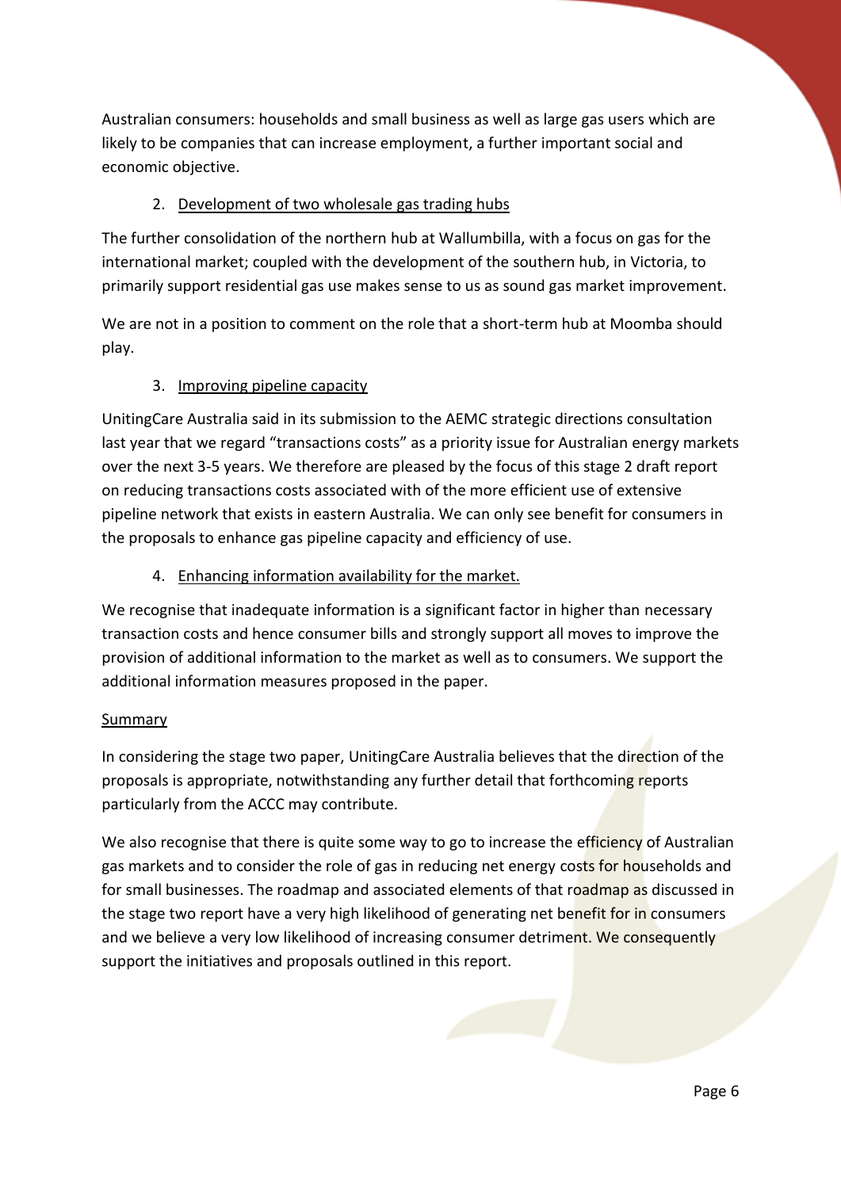Australian consumers: households and small business as well as large gas users which are likely to be companies that can increase employment, a further important social and economic objective.

2. Development of two wholesale gas trading hubs

The further consolidation of the northern hub at Wallumbilla, with a focus on gas for the international market; coupled with the development of the southern hub, in Victoria, to primarily support residential gas use makes sense to us as sound gas market improvement.

We are not in a position to comment on the role that a short-term hub at Moomba should play.

3. Improving pipeline capacity

UnitingCare Australia said in its submission to the AEMC strategic directions consultation last year that we regard "transactions costs" as a priority issue for Australian energy markets over the next 3-5 years. We therefore are pleased by the focus of this stage 2 draft report on reducing transactions costs associated with of the more efficient use of extensive pipeline network that exists in eastern Australia. We can only see benefit for consumers in the proposals to enhance gas pipeline capacity and efficiency of use.

4. Enhancing information availability for the market.

We recognise that inadequate information is a significant factor in higher than necessary transaction costs and hence consumer bills and strongly support all moves to improve the provision of additional information to the market as well as to consumers. We support the additional information measures proposed in the paper.

## Summary

In considering the stage two paper, UnitingCare Australia believes that the direction of the proposals is appropriate, notwithstanding any further detail that forthcoming reports particularly from the ACCC may contribute.

We also recognise that there is quite some way to go to increase the efficiency of Australian gas markets and to consider the role of gas in reducing net energy costs for households and for small businesses. The roadmap and associated elements of that roadmap as discussed in the stage two report have a very high likelihood of generating net benefit for in consumers and we believe a very low likelihood of increasing consumer detriment. We consequently support the initiatives and proposals outlined in this report.